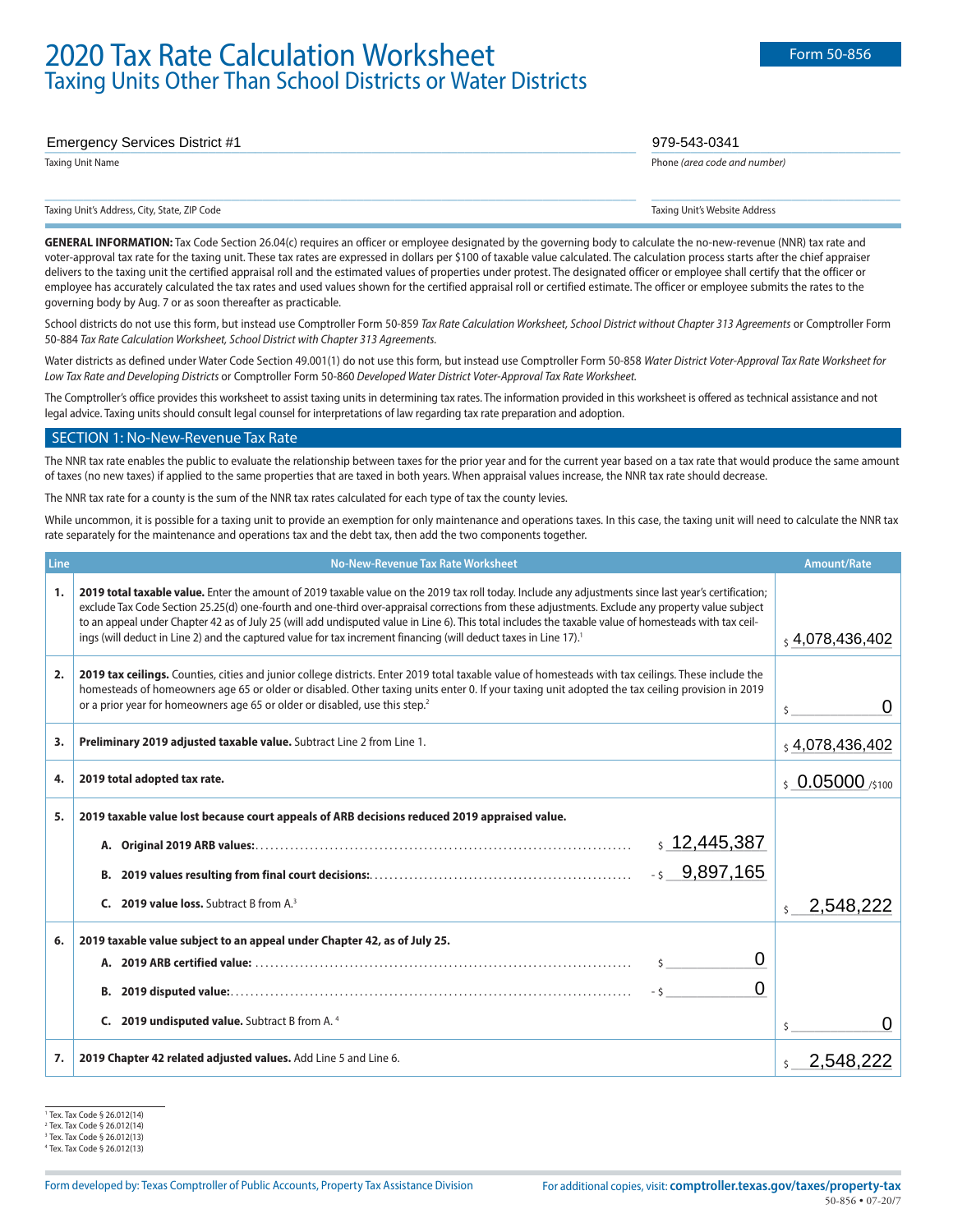# 2020 Tax Rate Calculation Worksheet

## Taxing Units Other Than School Districts or Water Districts

Form 50-856

| | |
|---|---|
| Emergency Services District #1 | 979-543-0341 |
| Taxing Unit Name | Phone *(area code and number)* |
| | |
| Taxing Unit's Address, City, State, ZIP Code | Taxing Unit's Website Address |

**GENERAL INFORMATION:** Tax Code Section 26.04(c) requires an officer or employee designated by the governing body to calculate the no-new-revenue (NNR) tax rate and voter-approval tax rate for the taxing unit. These tax rates are expressed in dollars per $100 of taxable value calculated. The calculation process starts after the chief appraiser delivers to the taxing unit the certified appraisal roll and the estimated values of properties under protest. The designated officer or employee shall certify that the officer or employee has accurately calculated the tax rates and used values shown for the certified appraisal roll or certified estimate. The officer or employee submits the rates to the governing body by Aug. 7 or as soon thereafter as practicable.

School districts do not use this form, but instead use Comptroller Form 50-859 *Tax Rate Calculation Worksheet, School District without Chapter 313 Agreements* or Comptroller Form 50-884 *Tax Rate Calculation Worksheet, School District with Chapter 313 Agreements.*

Water districts as defined under Water Code Section 49.001(1) do not use this form, but instead use Comptroller Form 50-858 *Water District Voter-Approval Tax Rate Worksheet for Low Tax Rate and Developing Districts* or Comptroller Form 50-860 *Developed Water District Voter-Approval Tax Rate Worksheet.*

The Comptroller's office provides this worksheet to assist taxing units in determining tax rates. The information provided in this worksheet is offered as technical assistance and not legal advice. Taxing units should consult legal counsel for interpretations of law regarding tax rate preparation and adoption.

## SECTION 1: No-New-Revenue Tax Rate

The NNR tax rate enables the public to evaluate the relationship between taxes for the prior year and for the current year based on a tax rate that would produce the same amount of taxes (no new taxes) if applied to the same properties that are taxed in both years. When appraisal values increase, the NNR tax rate should decrease.

The NNR tax rate for a county is the sum of the NNR tax rates calculated for each type of tax the county levies.

While uncommon, it is possible for a taxing unit to provide an exemption for only maintenance and operations taxes. In this case, the taxing unit will need to calculate the NNR tax rate separately for the maintenance and operations tax and the debt tax, then add the two components together.

| Line | No-New-Revenue Tax Rate Worksheet | Amount/Rate |
|---|---|---|
| 1. | **2019 total taxable value.** Enter the amount of 2019 taxable value on the 2019 tax roll today. Include any adjustments since last year's certification; exclude Tax Code Section 25.25(d) one-fourth and one-third over-appraisal corrections from these adjustments. Exclude any property value subject to an appeal under Chapter 42 as of July 25 (will add undisputed value in Line 6). This total includes the taxable value of homesteads with tax ceilings (will deduct in Line 2) and the captured value for tax increment financing (will deduct taxes in Line 17).[1] | $ 4,078,436,402 |
| 2. | **2019 tax ceilings.** Counties, cities and junior college districts. Enter 2019 total taxable value of homesteads with tax ceilings. These include the homesteads of homeowners age 65 or older or disabled. Other taxing units enter 0. If your taxing unit adopted the tax ceiling provision in 2019 or a prior year for homeowners age 65 or older or disabled, use this step.[2] | $ 0 |
| 3. | **Preliminary 2019 adjusted taxable value.** Subtract Line 2 from Line 1. | $ 4,078,436,402 |
| 4. | **2019 total adopted tax rate.** | $ 0.05000 /$100 |
| 5. | **2019 taxable value lost because court appeals of ARB decisions reduced 2019 appraised value.**<br>**A. Original 2019 ARB values:** $ 12,445,387<br>**B. 2019 values resulting from final court decisions:** - $ 9,897,165<br>**C. 2019 value loss.** Subtract B from A.[3] | $ 2,548,222 |
| 6. | **2019 taxable value subject to an appeal under Chapter 42, as of July 25.**<br>**A. 2019 ARB certified value:** $ 0<br>**B. 2019 disputed value:** - $ 0<br>**C. 2019 undisputed value.** Subtract B from A.[4] | $ 0 |
| 7. | **2019 Chapter 42 related adjusted values.** Add Line 5 and Line 6. | $ 2,548,222 |

[1] Tex. Tax Code § 26.012(14)
[2] Tex. Tax Code § 26.012(14)
[3] Tex. Tax Code § 26.012(13)
[4] Tex. Tax Code § 26.012(13)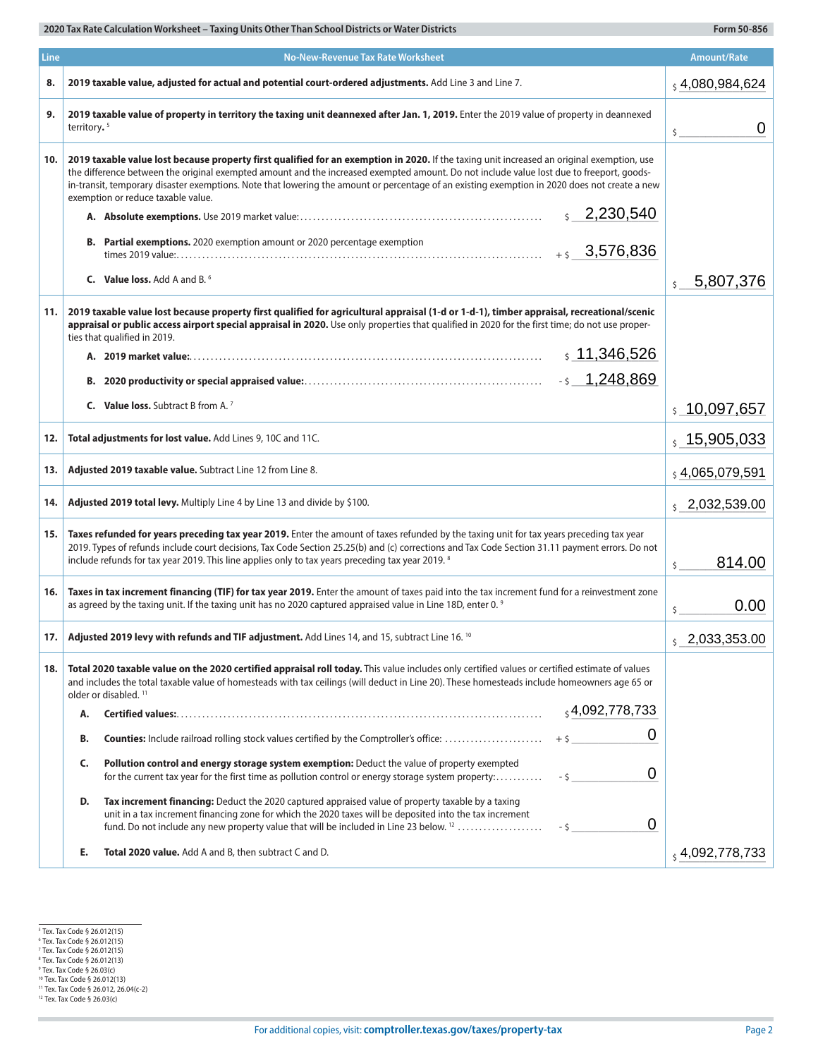**2020 Tax Rate Calculation Worksheet – Taxing Units Other Than School Districts or Water Districts** — **Form 50-856**

| Line | No-New-Revenue Tax Rate Worksheet | Amount/Rate |
|---|---|---|
| 8. | **2019 taxable value, adjusted for actual and potential court-ordered adjustments.** Add Line 3 and Line 7. | $ 4,080,984,624 |
| 9. | **2019 taxable value of property in territory the taxing unit deannexed after Jan. 1, 2019.** Enter the 2019 value of property in deannexed territory. [5] | $ 0 |
| 10. | **2019 taxable value lost because property first qualified for an exemption in 2020.** If the taxing unit increased an original exemption, use the difference between the original exempted amount and the increased exempted amount. Do not include value lost due to freeport, goods-in-transit, temporary disaster exemptions. Note that lowering the amount or percentage of an existing exemption in 2020 does not create a new exemption or reduce taxable value.<br>**A. Absolute exemptions.** Use 2019 market value: ........ $ 2,230,540<br>**B. Partial exemptions.** 2020 exemption amount or 2020 percentage exemption times 2019 value: ........ + $ 3,576,836<br>**C. Value loss.** Add A and B. [6] | $ 5,807,376 |
| 11. | **2019 taxable value lost because property first qualified for agricultural appraisal (1-d or 1-d-1), timber appraisal, recreational/scenic appraisal or public access airport special appraisal in 2020.** Use only properties that qualified in 2020 for the first time; do not use properties that qualified in 2019.<br>**A. 2019 market value:** ........ $ 11,346,526<br>**B. 2020 productivity or special appraised value:** ........ - $ 1,248,869<br>**C. Value loss.** Subtract B from A. [7] | $ 10,097,657 |
| 12. | **Total adjustments for lost value.** Add Lines 9, 10C and 11C. | $ 15,905,033 |
| 13. | **Adjusted 2019 taxable value.** Subtract Line 12 from Line 8. | $ 4,065,079,591 |
| 14. | **Adjusted 2019 total levy.** Multiply Line 4 by Line 13 and divide by $100. | $ 2,032,539.00 |
| 15. | **Taxes refunded for years preceding tax year 2019.** Enter the amount of taxes refunded by the taxing unit for tax years preceding tax year 2019. Types of refunds include court decisions, Tax Code Section 25.25(b) and (c) corrections and Tax Code Section 31.11 payment errors. Do not include refunds for tax year 2019. This line applies only to tax years preceding tax year 2019. [8] | $ 814.00 |
| 16. | **Taxes in tax increment financing (TIF) for tax year 2019.** Enter the amount of taxes paid into the tax increment fund for a reinvestment zone as agreed by the taxing unit. If the taxing unit has no 2020 captured appraised value in Line 18D, enter 0. [9] | $ 0.00 |
| 17. | **Adjusted 2019 levy with refunds and TIF adjustment.** Add Lines 14, and 15, subtract Line 16. [10] | $ 2,033,353.00 |
| 18. | **Total 2020 taxable value on the 2020 certified appraisal roll today.** This value includes only certified values or certified estimate of values and includes the total taxable value of homesteads with tax ceilings (will deduct in Line 20). These homesteads include homeowners age 65 or older or disabled. [11]<br>**A. Certified values:** ........ $ 4,092,778,733<br>**B. Counties:** Include railroad rolling stock values certified by the Comptroller's office: ........ + $ 0<br>**C. Pollution control and energy storage system exemption:** Deduct the value of property exempted for the current tax year for the first time as pollution control or energy storage system property: ........ - $ 0<br>**D. Tax increment financing:** Deduct the 2020 captured appraised value of property taxable by a taxing unit in a tax increment financing zone for which the 2020 taxes will be deposited into the tax increment fund. Do not include any new property value that will be included in Line 23 below. [12] ........ - $ 0<br>**E. Total 2020 value.** Add A and B, then subtract C and D. | $ 4,092,778,733 |

[5] Tex. Tax Code § 26.012(15)
[6] Tex. Tax Code § 26.012(15)
[7] Tex. Tax Code § 26.012(15)
[8] Tex. Tax Code § 26.012(13)
[9] Tex. Tax Code § 26.03(c)
[10] Tex. Tax Code § 26.012(13)
[11] Tex. Tax Code § 26.012, 26.04(c-2)
[12] Tex. Tax Code § 26.03(c)

For additional copies, visit: **comptroller.texas.gov/taxes/property-tax**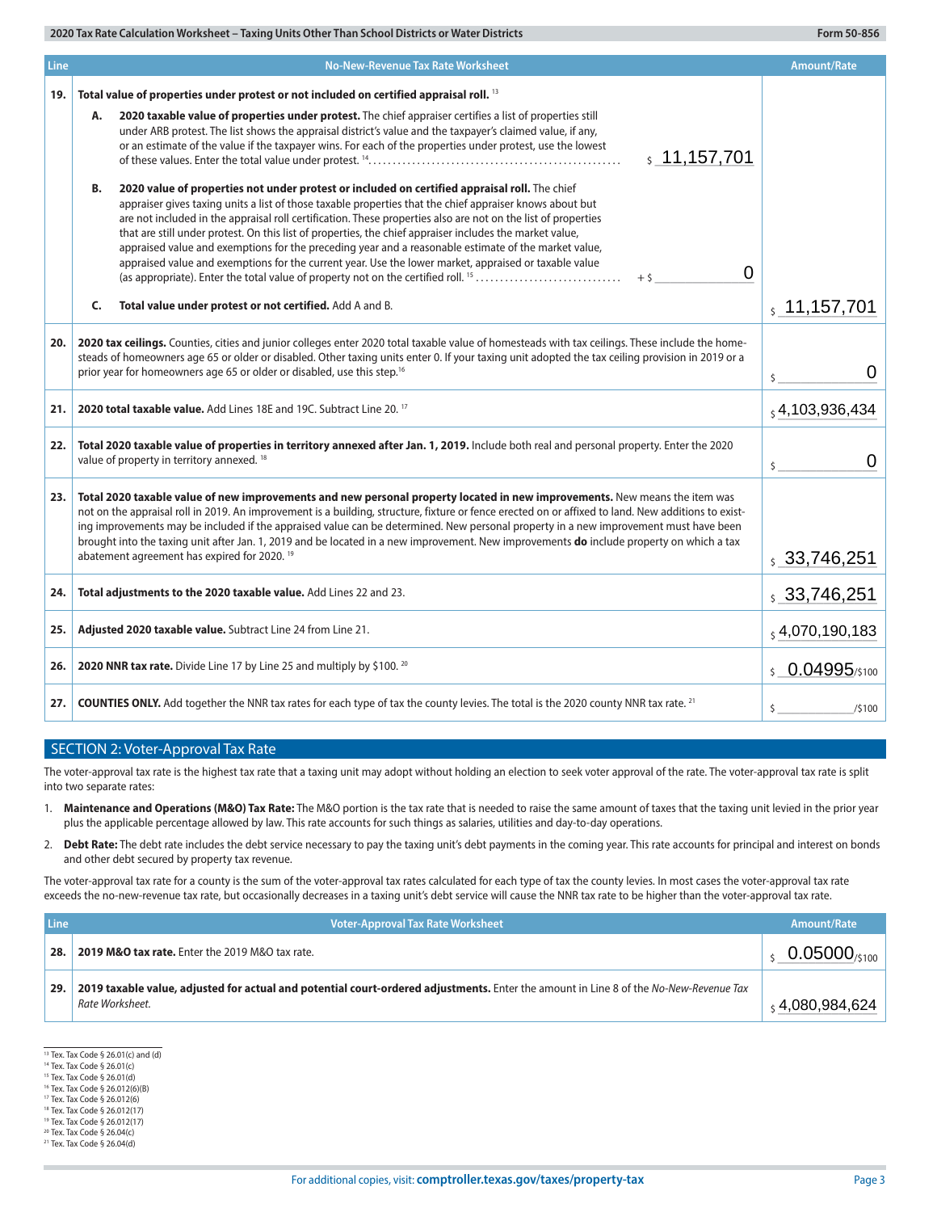| Line | No-New-Revenue Tax Rate Worksheet | Amount/Rate |
|---|---|---|
| 19. | **Total value of properties under protest or not included on certified appraisal roll.** [13]<br>**A. 2020 taxable value of properties under protest.** The chief appraiser certifies a list of properties still under ARB protest. The list shows the appraisal district's value and the taxpayer's claimed value, if any, or an estimate of the value if the taxpayer wins. For each of the properties under protest, use the lowest of these values. Enter the total value under protest. [14] ........ $ 11,157,701<br>**B. 2020 value of properties not under protest or included on certified appraisal roll.** The chief appraiser gives taxing units a list of those taxable properties that the chief appraiser knows about but are not included in the appraisal roll certification. These properties also are not on the list of properties that are still under protest. On this list of properties, the chief appraiser includes the market value, appraised value and exemptions for the preceding year and a reasonable estimate of the market value, appraised value and exemptions for the current year. Use the lower market, appraised or taxable value (as appropriate). Enter the total value of property not on the certified roll. [15] ........ + $ 0<br>**C. Total value under protest or not certified.** Add A and B. | $ 11,157,701 |
| 20. | **2020 tax ceilings.** Counties, cities and junior colleges enter 2020 total taxable value of homesteads with tax ceilings. These include the homesteads of homeowners age 65 or older or disabled. Other taxing units enter 0. If your taxing unit adopted the tax ceiling provision in 2019 or a prior year for homeowners age 65 or older or disabled, use this step.[16] | $ 0 |
| 21. | **2020 total taxable value.** Add Lines 18E and 19C. Subtract Line 20. [17] | $ 4,103,936,434 |
| 22. | **Total 2020 taxable value of properties in territory annexed after Jan. 1, 2019.** Include both real and personal property. Enter the 2020 value of property in territory annexed. [18] | $ 0 |
| 23. | **Total 2020 taxable value of new improvements and new personal property located in new improvements.** New means the item was not on the appraisal roll in 2019. An improvement is a building, structure, fixture or fence erected on or affixed to land. New additions to existing improvements may be included if the appraised value can be determined. New personal property in a new improvement must have been brought into the taxing unit after Jan. 1, 2019 and be located in a new improvement. New improvements **do** include property on which a tax abatement agreement has expired for 2020. [19] | $ 33,746,251 |
| 24. | **Total adjustments to the 2020 taxable value.** Add Lines 22 and 23. | $ 33,746,251 |
| 25. | **Adjusted 2020 taxable value.** Subtract Line 24 from Line 21. | $ 4,070,190,183 |
| 26. | **2020 NNR tax rate.** Divide Line 17 by Line 25 and multiply by $100. [20] | $ 0.04995/$100 |
| 27. | **COUNTIES ONLY.** Add together the NNR tax rates for each type of tax the county levies. The total is the 2020 county NNR tax rate. [21] | $ ______/$100 |

## SECTION 2: Voter-Approval Tax Rate

The voter-approval tax rate is the highest tax rate that a taxing unit may adopt without holding an election to seek voter approval of the rate. The voter-approval tax rate is split into two separate rates:

1. **Maintenance and Operations (M&O) Tax Rate:** The M&O portion is the tax rate that is needed to raise the same amount of taxes that the taxing unit levied in the prior year plus the applicable percentage allowed by law. This rate accounts for such things as salaries, utilities and day-to-day operations.
2. **Debt Rate:** The debt rate includes the debt service necessary to pay the taxing unit's debt payments in the coming year. This rate accounts for principal and interest on bonds and other debt secured by property tax revenue.

The voter-approval tax rate for a county is the sum of the voter-approval tax rates calculated for each type of tax the county levies. In most cases the voter-approval tax rate exceeds the no-new-revenue tax rate, but occasionally decreases in a taxing unit's debt service will cause the NNR tax rate to be higher than the voter-approval tax rate.

| Line | Voter-Approval Tax Rate Worksheet | Amount/Rate |
|---|---|---|
| 28. | **2019 M&O tax rate.** Enter the 2019 M&O tax rate. | $ 0.05000/$100 |
| 29. | **2019 taxable value, adjusted for actual and potential court-ordered adjustments.** Enter the amount in Line 8 of the *No-New-Revenue Tax Rate Worksheet.* | $ 4,080,984,624 |

[13] Tex. Tax Code § 26.01(c) and (d)
[14] Tex. Tax Code § 26.01(c)
[15] Tex. Tax Code § 26.01(d)
[16] Tex. Tax Code § 26.012(6)(B)
[17] Tex. Tax Code § 26.012(6)
[18] Tex. Tax Code § 26.012(17)
[19] Tex. Tax Code § 26.012(17)
[20] Tex. Tax Code § 26.04(c)
[21] Tex. Tax Code § 26.04(d)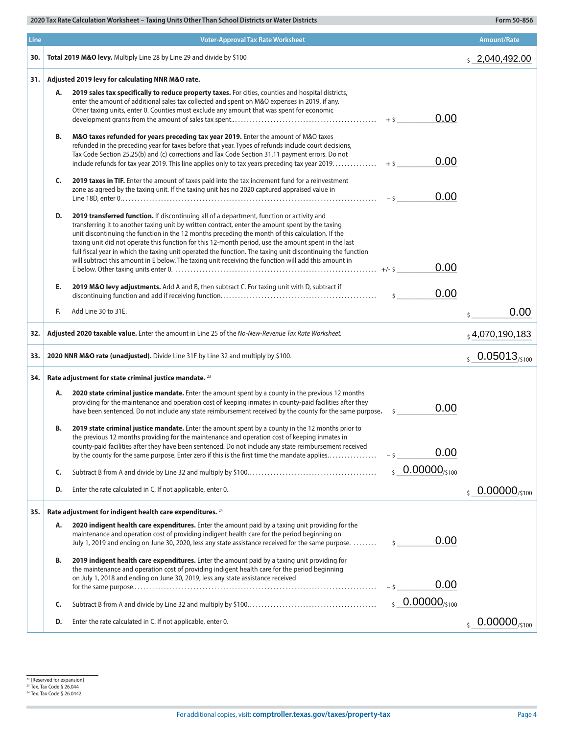## 2020 Tax Rate Calculation Worksheet – Taxing Units Other Than School Districts or Water Districts

**Form 50-856**

| Line | Voter-Approval Tax Rate Worksheet | | Amount/Rate |
|---|---|---|---|
| **30.** | **Total 2019 M&O levy.** Multiply Line 28 by Line 29 and divide by $100 | | $ 2,040,492.00 |
| **31.** | **Adjusted 2019 levy for calculating NNR M&O rate.** | | |
| | **A. 2019 sales tax specifically to reduce property taxes.** For cities, counties and hospital districts, enter the amount of additional sales tax collected and spent on M&O expenses in 2019, if any. Other taxing units, enter 0. Counties must exclude any amount that was spent for economic development grants from the amount of sales tax spent. | + $ 0.00 | |
| | **B. M&O taxes refunded for years preceding tax year 2019.** Enter the amount of M&O taxes refunded in the preceding year for taxes before that year. Types of refunds include court decisions, Tax Code Section 25.25(b) and (c) corrections and Tax Code Section 31.11 payment errors. Do not include refunds for tax year 2019. This line applies only to tax years preceding tax year 2019. | + $ 0.00 | |
| | **C. 2019 taxes in TIF.** Enter the amount of taxes paid into the tax increment fund for a reinvestment zone as agreed by the taxing unit. If the taxing unit has no 2020 captured appraised value in Line 18D, enter 0. | – $ 0.00 | |
| | **D. 2019 transferred function.** If discontinuing all of a department, function or activity and transferring it to another taxing unit by written contract, enter the amount spent by the taxing unit discontinuing the function in the 12 months preceding the month of this calculation. If the taxing unit did not operate this function for this 12-month period, use the amount spent in the last full fiscal year in which the taxing unit operated the function. The taxing unit discontinuing the function will subtract this amount in E below. The taxing unit receiving the function will add this amount in E below. Other taxing units enter 0. | +/- $ 0.00 | |
| | **E. 2019 M&O levy adjustments.** Add A and B, then subtract C. For taxing unit with D, subtract if discontinuing function and add if receiving function. | $ 0.00 | |
| | **F.** Add Line 30 to 31E. | | $ 0.00 |
| **32.** | **Adjusted 2020 taxable value.** Enter the amount in Line 25 of the *No-New-Revenue Tax Rate Worksheet.* | | $ 4,070,190,183 |
| **33.** | **2020 NNR M&O rate (unadjusted).** Divide Line 31F by Line 32 and multiply by $100. | | $ 0.05013/$100 |
| **34.** | **Rate adjustment for state criminal justice mandate.** [23] | | |
| | **A. 2020 state criminal justice mandate.** Enter the amount spent by a county in the previous 12 months providing for the maintenance and operation cost of keeping inmates in county-paid facilities after they have been sentenced. Do not include any state reimbursement received by the county for the same purpose. | $ 0.00 | |
| | **B. 2019 state criminal justice mandate.** Enter the amount spent by a county in the 12 months prior to the previous 12 months providing for the maintenance and operation cost of keeping inmates in county-paid facilities after they have been sentenced. Do not include any state reimbursement received by the county for the same purpose. Enter zero if this is the first time the mandate applies. | – $ 0.00 | |
| | **C.** Subtract B from A and divide by Line 32 and multiply by $100. | $ 0.00000/$100 | |
| | **D.** Enter the rate calculated in C. If not applicable, enter 0. | | $ 0.00000/$100 |
| **35.** | **Rate adjustment for indigent health care expenditures.** [24] | | |
| | **A. 2020 indigent health care expenditures.** Enter the amount paid by a taxing unit providing for the maintenance and operation cost of providing indigent health care for the period beginning on July 1, 2019 and ending on June 30, 2020, less any state assistance received for the same purpose. | $ 0.00 | |
| | **B. 2019 indigent health care expenditures.** Enter the amount paid by a taxing unit providing for the maintenance and operation cost of providing indigent health care for the period beginning on July 1, 2018 and ending on June 30, 2019, less any state assistance received for the same purpose. | – $ 0.00 | |
| | **C.** Subtract B from A and divide by Line 32 and multiply by $100. | $ 0.00000/$100 | |
| | **D.** Enter the rate calculated in C. If not applicable, enter 0. | | $ 0.00000/$100 |

[22] [Reserved for expansion]
[23] Tex. Tax Code § 26.044
[24] Tex. Tax Code § 26.0442

For additional copies, visit: **comptroller.texas.gov/taxes/property-tax**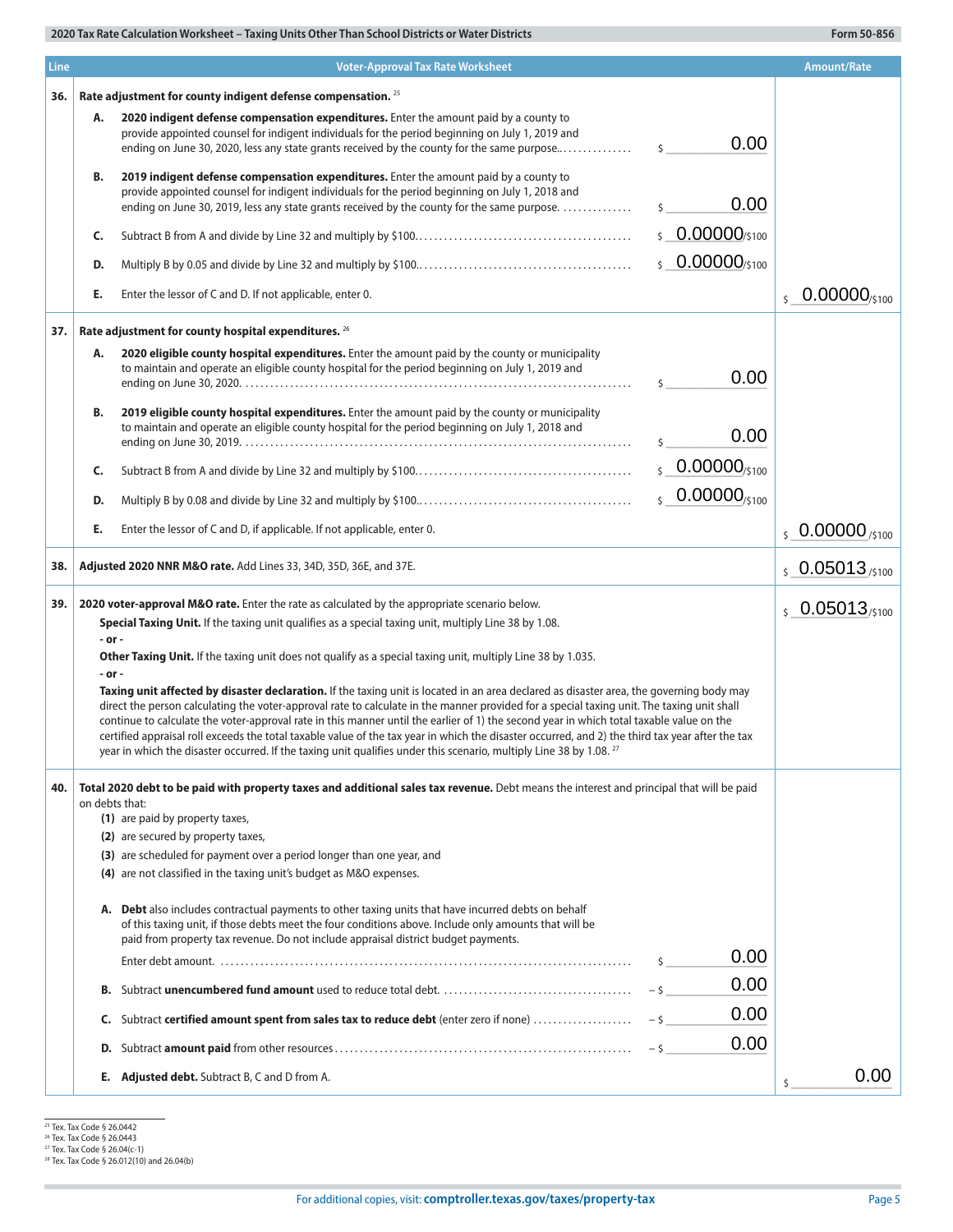| Line | Voter-Approval Tax Rate Worksheet | | Amount/Rate |
|---|---|---|---|
| **36.** | **Rate adjustment for county indigent defense compensation.** [25] | | |
| | **A. 2020 indigent defense compensation expenditures.** Enter the amount paid by a county to provide appointed counsel for indigent individuals for the period beginning on July 1, 2019 and ending on June 30, 2020, less any state grants received by the county for the same purpose. | $ 0.00 | |
| | **B. 2019 indigent defense compensation expenditures.** Enter the amount paid by a county to provide appointed counsel for indigent individuals for the period beginning on July 1, 2018 and ending on June 30, 2019, less any state grants received by the county for the same purpose. | $ 0.00 | |
| | **C.** Subtract B from A and divide by Line 32 and multiply by $100. | $ 0.00000/$100 | |
| | **D.** Multiply B by 0.05 and divide by Line 32 and multiply by $100. | $ 0.00000/$100 | |
| | **E.** Enter the lessor of C and D. If not applicable, enter 0. | | $ 0.00000/$100 |
| **37.** | **Rate adjustment for county hospital expenditures.** [26] | | |
| | **A. 2020 eligible county hospital expenditures.** Enter the amount paid by the county or municipality to maintain and operate an eligible county hospital for the period beginning on July 1, 2019 and ending on June 30, 2020. | $ 0.00 | |
| | **B. 2019 eligible county hospital expenditures.** Enter the amount paid by the county or municipality to maintain and operate an eligible county hospital for the period beginning on July 1, 2018 and ending on June 30, 2019. | $ 0.00 | |
| | **C.** Subtract B from A and divide by Line 32 and multiply by $100. | $ 0.00000/$100 | |
| | **D.** Multiply B by 0.08 and divide by Line 32 and multiply by $100. | $ 0.00000/$100 | |
| | **E.** Enter the lessor of C and D, if applicable. If not applicable, enter 0. | | $ 0.00000/$100 |
| **38.** | **Adjusted 2020 NNR M&O rate.** Add Lines 33, 34D, 35D, 36E, and 37E. | | $ 0.05013/$100 |
| **39.** | **2020 voter-approval M&O rate.** Enter the rate as calculated by the appropriate scenario below.<br>**Special Taxing Unit.** If the taxing unit qualifies as a special taxing unit, multiply Line 38 by 1.08.<br>**- or -**<br>**Other Taxing Unit.** If the taxing unit does not qualify as a special taxing unit, multiply Line 38 by 1.035.<br>**- or -**<br>**Taxing unit affected by disaster declaration.** If the taxing unit is located in an area declared as disaster area, the governing body may direct the person calculating the voter-approval rate to calculate in the manner provided for a special taxing unit. The taxing unit shall continue to calculate the voter-approval rate in this manner until the earlier of 1) the second year in which total taxable value on the certified appraisal roll exceeds the total taxable value of the tax year in which the disaster occurred, and 2) the third tax year after the tax year in which the disaster occurred. If the taxing unit qualifies under this scenario, multiply Line 38 by 1.08. [27] | | $ 0.05013/$100 |
| **40.** | **Total 2020 debt to be paid with property taxes and additional sales tax revenue.** Debt means the interest and principal that will be paid on debts that:<br>**(1)** are paid by property taxes,<br>**(2)** are secured by property taxes,<br>**(3)** are scheduled for payment over a period longer than one year, and<br>**(4)** are not classified in the taxing unit's budget as M&O expenses. | | |
| | **A. Debt** also includes contractual payments to other taxing units that have incurred debts on behalf of this taxing unit, if those debts meet the four conditions above. Include only amounts that will be paid from property tax revenue. Do not include appraisal district budget payments.<br>Enter debt amount. | $ 0.00 | |
| | **B.** Subtract **unencumbered fund amount** used to reduce total debt. | – $ 0.00 | |
| | **C.** Subtract **certified amount spent from sales tax to reduce debt** (enter zero if none) | – $ 0.00 | |
| | **D.** Subtract **amount paid** from other resources | – $ 0.00 | |
| | **E. Adjusted debt.** Subtract B, C and D from A. | | $ 0.00 |

[25] Tex. Tax Code § 26.0442
[26] Tex. Tax Code § 26.0443
[27] Tex. Tax Code § 26.04(c-1)
[28] Tex. Tax Code § 26.012(10) and 26.04(b)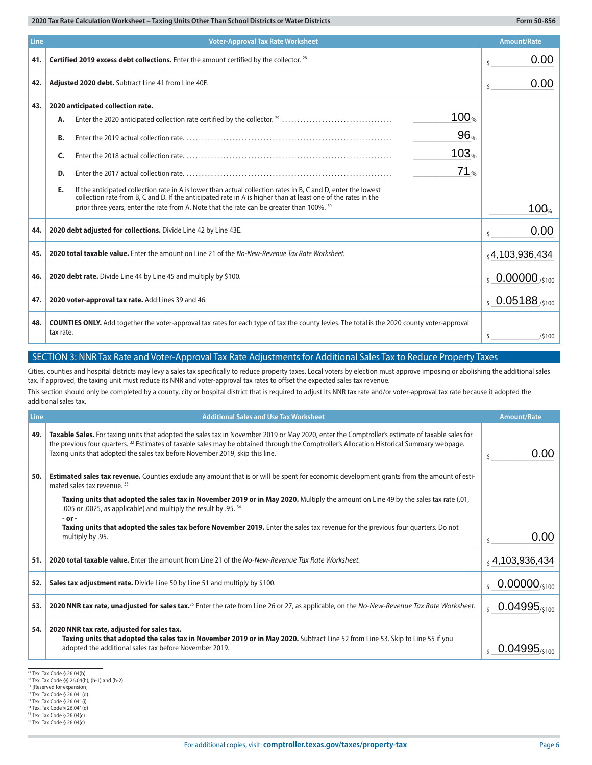| Line | Voter-Approval Tax Rate Worksheet | Amount/Rate |
|---|---|---|
| 41. | **Certified 2019 excess debt collections.** Enter the amount certified by the collector. [28] | $ 0.00 |
| 42. | **Adjusted 2020 debt.** Subtract Line 41 from Line 40E. | $ 0.00 |
| 43. | **2020 anticipated collection rate.**<br>**A.** Enter the 2020 anticipated collection rate certified by the collector. [29] .......... 100%<br>**B.** Enter the 2019 actual collection rate. .......... 96%<br>**C.** Enter the 2018 actual collection rate. .......... 103%<br>**D.** Enter the 2017 actual collection rate. .......... 71%<br>**E.** If the anticipated collection rate in A is lower than actual collection rates in B, C and D, enter the lowest collection rate from B, C and D. If the anticipated rate in A is higher than at least one of the rates in the prior three years, enter the rate from A. Note that the rate can be greater than 100%. [30] | 100% |
| 44. | **2020 debt adjusted for collections.** Divide Line 42 by Line 43E. | $ 0.00 |
| 45. | **2020 total taxable value.** Enter the amount on Line 21 of the *No-New-Revenue Tax Rate Worksheet.* | $ 4,103,936,434 |
| 46. | **2020 debt rate.** Divide Line 44 by Line 45 and multiply by $100. | $ 0.00000 /$100 |
| 47. | **2020 voter-approval tax rate.** Add Lines 39 and 46. | $ 0.05188 /$100 |
| 48. | **COUNTIES ONLY.** Add together the voter-approval tax rates for each type of tax the county levies. The total is the 2020 county voter-approval tax rate. | $ ______ /$100 |

## SECTION 3: NNR Tax Rate and Voter-Approval Tax Rate Adjustments for Additional Sales Tax to Reduce Property Taxes

Cities, counties and hospital districts may levy a sales tax specifically to reduce property taxes. Local voters by election must approve imposing or abolishing the additional sales tax. If approved, the taxing unit must reduce its NNR and voter-approval tax rates to offset the expected sales tax revenue.

This section should only be completed by a county, city or hospital district that is required to adjust its NNR tax rate and/or voter-approval tax rate because it adopted the additional sales tax.

| Line | Additional Sales and Use Tax Worksheet | Amount/Rate |
|---|---|---|
| 49. | **Taxable Sales.** For taxing units that adopted the sales tax in November 2019 or May 2020, enter the Comptroller's estimate of taxable sales for the previous four quarters. [32] Estimates of taxable sales may be obtained through the Comptroller's Allocation Historical Summary webpage. Taxing units that adopted the sales tax before November 2019, skip this line. | $ 0.00 |
| 50. | **Estimated sales tax revenue.** Counties exclude any amount that is or will be spent for economic development grants from the amount of estimated sales tax revenue. [33]<br>**Taxing units that adopted the sales tax in November 2019 or in May 2020.** Multiply the amount on Line 49 by the sales tax rate (.01, .005 or .0025, as applicable) and multiply the result by .95. [34]<br>**- or -**<br>**Taxing units that adopted the sales tax before November 2019.** Enter the sales tax revenue for the previous four quarters. Do not multiply by .95. | $ 0.00 |
| 51. | **2020 total taxable value.** Enter the amount from Line 21 of the *No-New-Revenue Tax Rate Worksheet.* | $ 4,103,936,434 |
| 52. | **Sales tax adjustment rate.** Divide Line 50 by Line 51 and multiply by $100. | $ 0.00000 /$100 |
| 53. | **2020 NNR tax rate, unadjusted for sales tax.** [35] Enter the rate from Line 26 or 27, as applicable, on the *No-New-Revenue Tax Rate Worksheet.* | $ 0.04995 /$100 |
| 54. | **2020 NNR tax rate, adjusted for sales tax.**<br>**Taxing units that adopted the sales tax in November 2019 or in May 2020.** Subtract Line 52 from Line 53. Skip to Line 55 if you adopted the additional sales tax before November 2019. | $ 0.04995 /$100 |

[29] Tex. Tax Code § 26.04(b)
[30] Tex. Tax Code §§ 26.04(h), (h-1) and (h-2)
[31] [Reserved for expansion]
[32] Tex. Tax Code § 26.041(d)
[33] Tex. Tax Code § 26.041(i)
[34] Tex. Tax Code § 26.041(d)
[35] Tex. Tax Code § 26.04(c)
[36] Tex. Tax Code § 26.04(c)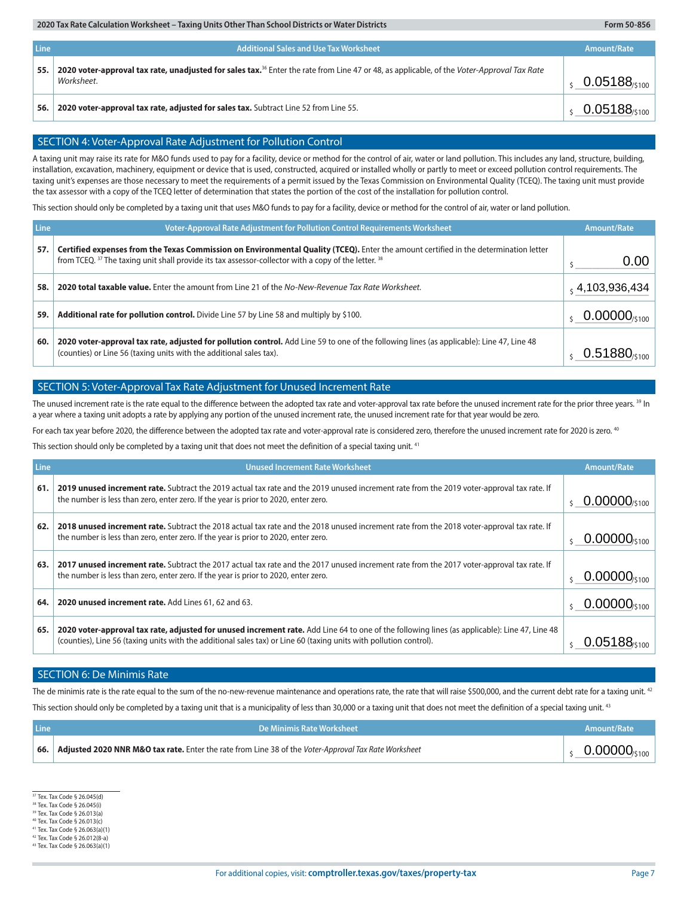| Line | Additional Sales and Use Tax Worksheet | Amount/Rate |
|---|---|---|
| 55. | **2020 voter-approval tax rate, unadjusted for sales tax.**[36] Enter the rate from Line 47 or 48, as applicable, of the *Voter-Approval Tax Rate Worksheet*. | $ 0.05188/$100 |
| 56. | **2020 voter-approval tax rate, adjusted for sales tax.** Subtract Line 52 from Line 55. | $ 0.05188/$100 |

## SECTION 4: Voter-Approval Rate Adjustment for Pollution Control

A taxing unit may raise its rate for M&O funds used to pay for a facility, device or method for the control of air, water or land pollution. This includes any land, structure, building, installation, excavation, machinery, equipment or device that is used, constructed, acquired or installed wholly or partly to meet or exceed pollution control requirements. The taxing unit's expenses are those necessary to meet the requirements of a permit issued by the Texas Commission on Environmental Quality (TCEQ). The taxing unit must provide the tax assessor with a copy of the TCEQ letter of determination that states the portion of the cost of the installation for pollution control.

This section should only be completed by a taxing unit that uses M&O funds to pay for a facility, device or method for the control of air, water or land pollution.

| Line | Voter-Approval Rate Adjustment for Pollution Control Requirements Worksheet | Amount/Rate |
|---|---|---|
| 57. | **Certified expenses from the Texas Commission on Environmental Quality (TCEQ).** Enter the amount certified in the determination letter from TCEQ.[37] The taxing unit shall provide its tax assessor-collector with a copy of the letter.[38] | $ 0.00 |
| 58. | **2020 total taxable value.** Enter the amount from Line 21 of the *No-New-Revenue Tax Rate Worksheet*. | $ 4,103,936,434 |
| 59. | **Additional rate for pollution control.** Divide Line 57 by Line 58 and multiply by $100. | $ 0.00000/$100 |
| 60. | **2020 voter-approval tax rate, adjusted for pollution control.** Add Line 59 to one of the following lines (as applicable): Line 47, Line 48 (counties) or Line 56 (taxing units with the additional sales tax). | $ 0.51880/$100 |

## SECTION 5: Voter-Approval Tax Rate Adjustment for Unused Increment Rate

The unused increment rate is the rate equal to the difference between the adopted tax rate and voter-approval tax rate before the unused increment rate for the prior three years.[39] In a year where a taxing unit adopts a rate by applying any portion of the unused increment rate, the unused increment rate for that year would be zero.

For each tax year before 2020, the difference between the adopted tax rate and voter-approval rate is considered zero, therefore the unused increment rate for 2020 is zero.[40]

This section should only be completed by a taxing unit that does not meet the definition of a special taxing unit.[41]

| Line | Unused Increment Rate Worksheet | Amount/Rate |
|---|---|---|
| 61. | **2019 unused increment rate.** Subtract the 2019 actual tax rate and the 2019 unused increment rate from the 2019 voter-approval tax rate. If the number is less than zero, enter zero. If the year is prior to 2020, enter zero. | $ 0.00000/$100 |
| 62. | **2018 unused increment rate.** Subtract the 2018 actual tax rate and the 2018 unused increment rate from the 2018 voter-approval tax rate. If the number is less than zero, enter zero. If the year is prior to 2020, enter zero. | $ 0.00000/$100 |
| 63. | **2017 unused increment rate.** Subtract the 2017 actual tax rate and the 2017 unused increment rate from the 2017 voter-approval tax rate. If the number is less than zero, enter zero. If the year is prior to 2020, enter zero. | $ 0.00000/$100 |
| 64. | **2020 unused increment rate.** Add Lines 61, 62 and 63. | $ 0.00000/$100 |
| 65. | **2020 voter-approval tax rate, adjusted for unused increment rate.** Add Line 64 to one of the following lines (as applicable): Line 47, Line 48 (counties), Line 56 (taxing units with the additional sales tax) or Line 60 (taxing units with pollution control). | $ 0.05188/$100 |

## SECTION 6: De Minimis Rate

The de minimis rate is the rate equal to the sum of the no-new-revenue maintenance and operations rate, the rate that will raise $500,000, and the current debt rate for a taxing unit.[42]

This section should only be completed by a taxing unit that is a municipality of less than 30,000 or a taxing unit that does not meet the definition of a special taxing unit.[43]

| Line | De Minimis Rate Worksheet | Amount/Rate |
|---|---|---|
| 66. | **Adjusted 2020 NNR M&O tax rate.** Enter the rate from Line 38 of the *Voter-Approval Tax Rate Worksheet* | $ 0.00000/$100 |

[37] Tex. Tax Code § 26.045(d)
[38] Tex. Tax Code § 26.045(i)
[39] Tex. Tax Code § 26.013(a)
[40] Tex. Tax Code § 26.013(c)
[41] Tex. Tax Code § 26.063(a)(1)
[42] Tex. Tax Code § 26.012(8-a)
[43] Tex. Tax Code § 26.063(a)(1)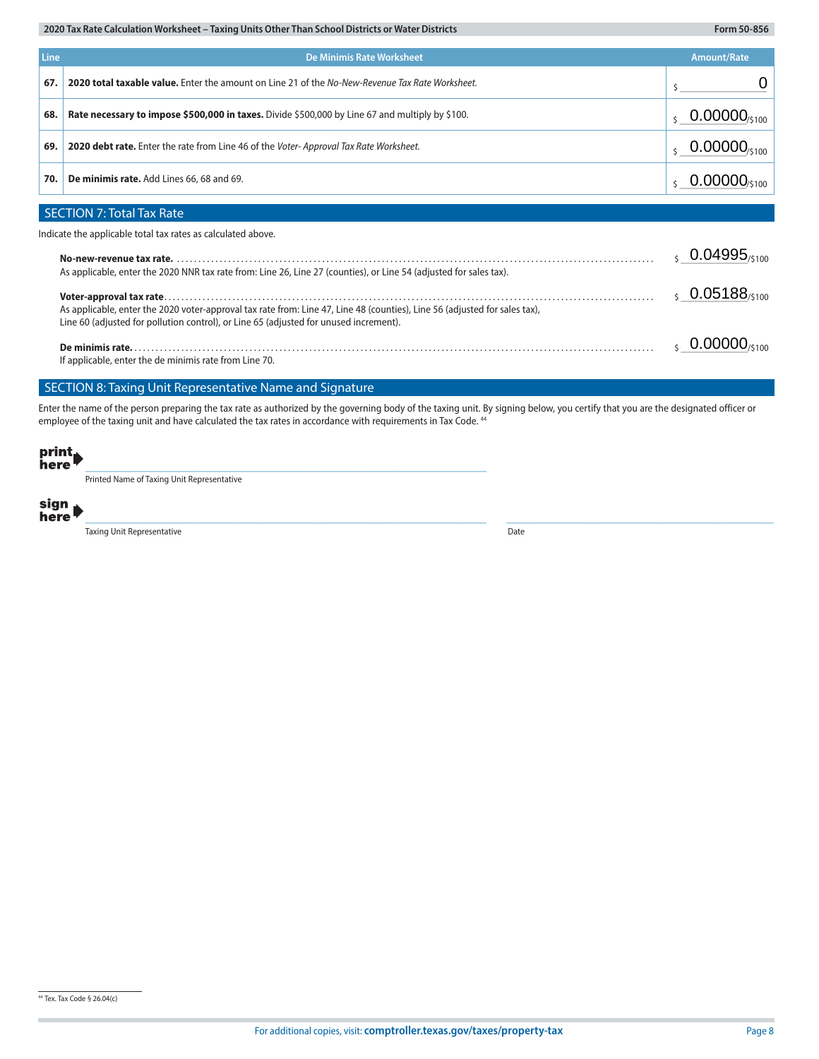| Line | De Minimis Rate Worksheet | Amount/Rate |
|---|---|---|
| 67. | **2020 total taxable value.** Enter the amount on Line 21 of the *No-New-Revenue Tax Rate Worksheet.* | $ 0 |
| 68. | **Rate necessary to impose $500,000 in taxes.** Divide $500,000 by Line 67 and multiply by $100. | $ 0.00000/$100 |
| 69. | **2020 debt rate.** Enter the rate from Line 46 of the *Voter- Approval Tax Rate Worksheet.* | $ 0.00000/$100 |
| 70. | **De minimis rate.** Add Lines 66, 68 and 69. | $ 0.00000/$100 |

## SECTION 7: Total Tax Rate

Indicate the applicable total tax rates as calculated above.

**No-new-revenue tax rate.** ........................................................................ $ 0.04995/$100
As applicable, enter the 2020 NNR tax rate from: Line 26, Line 27 (counties), or Line 54 (adjusted for sales tax).

**Voter-approval tax rate** ........................................................................ $ 0.05188/$100
As applicable, enter the 2020 voter-approval tax rate from: Line 47, Line 48 (counties), Line 56 (adjusted for sales tax), Line 60 (adjusted for pollution control), or Line 65 (adjusted for unused increment).

**De minimis rate.** ........................................................................ $ 0.00000/$100
If applicable, enter the de minimis rate from Line 70.

## SECTION 8: Taxing Unit Representative Name and Signature

Enter the name of the person preparing the tax rate as authorized by the governing body of the taxing unit. By signing below, you certify that you are the designated officer or employee of the taxing unit and have calculated the tax rates in accordance with requirements in Tax Code. [44]

**print here** ______________________________
Printed Name of Taxing Unit Representative

**sign here** ______________________________ ______________________________
Taxing Unit Representative Date

[44] Tex. Tax Code § 26.04(c)

For additional copies, visit: **comptroller.texas.gov/taxes/property-tax**